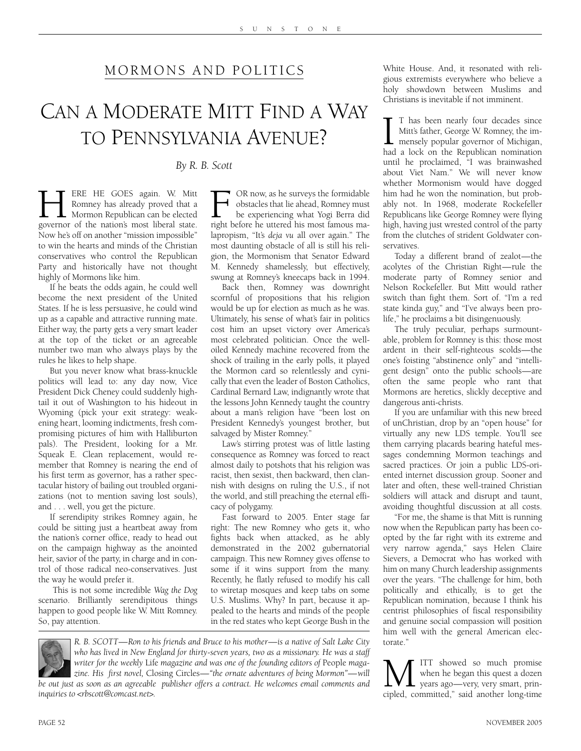## MORMONS AND POLITICS

# CAN A MODERATE MITT FIND A WAY TO PENNSYLVANIA AVENUE?

*By R. B. Scott*

HERE HE GOES again. W. Mitt Romney has already proved that a Mormon Republican can be elected governor of the nation's most liberal state. Now he's off on another "mission impossible" to win the hearts and minds of the Christian conservatives who control the Republican Party and historically have not thought highly of Mormons like him.

If he beats the odds again, he could well become the next president of the United States. If he is less persuasive, he could wind up as a capable and attractive running mate. Either way, the party gets a very smart leader at the top of the ticket or an agreeable number two man who always plays by the rules he likes to help shape.

But you never know what brass-knuckle politics will lead to: any day now, Vice President Dick Cheney could suddenly hightail it out of Washington to his hideout in Wyoming (pick your exit strategy: weakening heart, looming indictments, fresh compromising pictures of him with Halliburton pals). The President, looking for a Mr. Squeak E. Clean replacement, would remember that Romney is nearing the end of his first term as governor, has a rather spectacular history of bailing out troubled organizations (not to mention saving lost souls), and . . . well, you get the picture.

If serendipity strikes Romney again, he could be sitting just a heartbeat away from the nation's corner office, ready to head out on the campaign highway as the anointed heir, savior of the party, in charge and in control of those radical neo-conservatives. Just the way he would prefer it.

This is not some incredible *Wag the Dog* scenario. Brilliantly serendipitous things happen to good people like W. Mitt Romney. So, pay attention.

FOR now, as he surveys the formidable obstacles that lie ahead, Romney must be experiencing what Yogi Berra did right before he uttered his most famous malapropism, "It's *deja vu* all over again." The most daunting obstacle of all is still his religion, the Mormonism that Senator Edward M. Kennedy shamelessly, but effectively, swung at Romney's kneecaps back in 1994.

Back then, Romney was downright scornful of propositions that his religion would be up for election as much as he was. Ultimately, his sense of what's fair in politics cost him an upset victory over America's most celebrated politician. Once the well-oiled Kennedy machine recovered from the shock of trailing in the early polls, it played the Mormon card so relentlessly and cynically that even the leader of Boston Catholics, Cardinal Bernard Law, indignantly wrote that the lessons John Kennedy taught the country about a man's religion have "been lost on President Kennedy's youngest brother, but salvaged by Mister Romney."

Law's stirring protest was of little lasting consequence as Romney was forced to react almost daily to potshots that his religion was racist, then sexist, then backward, then clannish with designs on ruling the U.S., if not the world, and still preaching the eternal efficacy of polygamy.

Fast forward to 2005. Enter stage far right: The new Romney who gets it, who fights back when attacked, as he ably demonstrated in the 2002 gubernatorial campaign. This new Romney gives offense to some if it wins support from the many. Recently, he flatly refused to modify his call to wiretap mosques and keep tabs on some U.S. Muslims. Why? In part, because it appealed to the hearts and minds of the people in the red states who kept George Bush in the White House. And, it resonated with religious extremists everywhere who believe a holy showdown between Muslims and Christians is inevitable if not imminent.

IT has been nearly four decades since Mitt's father, George W. Romney, the immensely popular governor of Michigan, had a lock on the Republican nomination until he proclaimed, "I was brainwashed about Viet Nam." We will never know whether Mormonism would have dogged him had he won the nomination, but probably not. In 1968, moderate Rockefeller Republicans like George Romney were flying high, having just wrested control of the party from the clutches of strident Goldwater conservatives.

Today a different brand of zealot—the acolytes of the Christian Right—rule the moderate party of Romney senior and Nelson Rockefeller. But Mitt would rather switch than fight them. Sort of. "I'm a red state kinda guy," and "I've always been pro-life," he proclaims a bit disingenuously.

The truly peculiar, perhaps surmountable, problem for Romney is this: those most ardent in their self-righteous scolds—the one's foisting "abstinence only" and "intelligent design" onto the public schools—are often the same people who rant that Mormons are heretics, slickly deceptive and dangerous anti-christs.

If you are unfamiliar with this new breed of unChristian, drop by an "open house" for virtually any new LDS temple. You'll see them carrying placards bearing hateful messages condemning Mormon teachings and sacred practices. Or join a public LDS-oriented internet discussion group. Sooner and later and often, these well-trained Christian soldiers will attack and disrupt and taunt, avoiding thoughtful discussion at all costs.

"For me, the shame is that Mitt is running now when the Republican party has been co-opted by the far right with its extreme and very narrow agenda," says Helen Claire Sievers, a Democrat who has worked with him on many Church leadership assignments over the years. "The challenge for him, both politically and ethically, is to get the Republican nomination, because I think his centrist philosophies of fiscal responsibility and genuine social compassion will position him well with the general American electorate."

MITT showed so much promise when he began this quest a dozen years ago—very, very smart, principled, committed," said another long-time

*R. B. SCOTT—Ron to his friends and Bruce to his mother—is a native of Salt Lake City who has lived in New England for thirty-seven years, two as a missionary. He was a staff writer for the weekly* Life *magazine and was one of the founding editors of* People *magazine. His first novel,* Closing Circles*—"the ornate adventures of being Mormon"—will be out just as soon as an agreeable publisher offers a contract. He welcomes email comments and inquiries to <rbscott@comcast.net>.*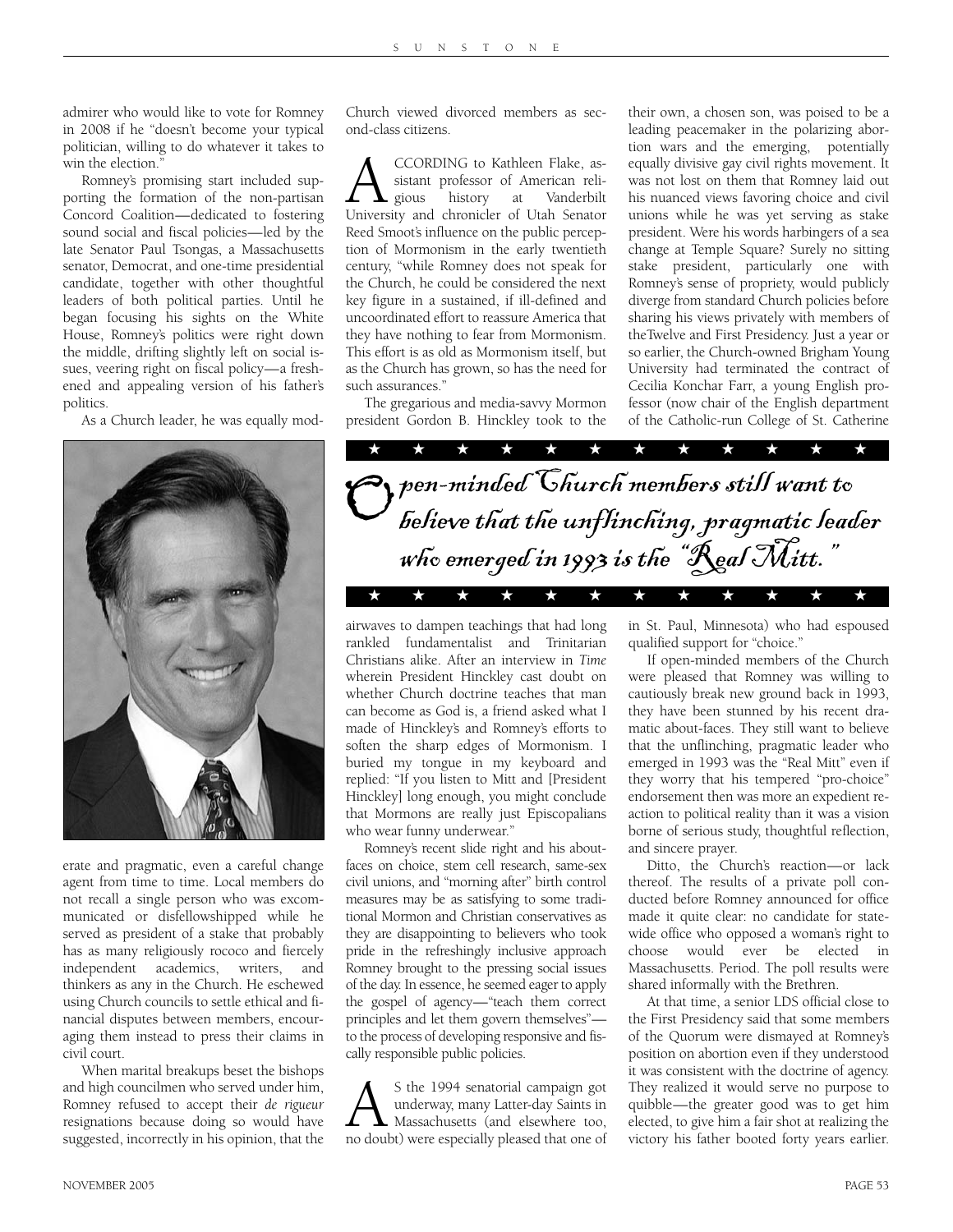admirer who would like to vote for Romney in 2008 if he "doesn't become your typical politician, willing to do whatever it takes to win the election."

Romney's promising start included supporting the formation of the non-partisan Concord Coalition—dedicated to fostering sound social and fiscal policies—led by the late Senator Paul Tsongas, a Massachusetts senator, Democrat, and one-time presidential candidate, together with other thoughtful leaders of both political parties. Until he began focusing his sights on the White House, Romney's politics were right down the middle, drifting slightly left on social issues, veering right on fiscal policy—a freshened and appealing version of his father's politics.

As a Church leader, he was equally moderate and pragmatic, even a careful change agent from time to time. Local members do not recall a single person who was excommunicated or disfellowshipped while he served as president of a stake that probably has as many religiously rococo and fiercely independent academics, writers, and thinkers as any in the Church. He eschewed using Church councils to settle ethical and financial disputes between members, encouraging them instead to press their claims in civil court.

When marital breakups beset the bishops and high councilmen who served under him, Romney refused to accept their *de rigueur* resignations because doing so would have suggested, incorrectly in his opinion, that the Church viewed divorced members as second-class citizens.

ACCORDING to Kathleen Flake, assistant professor of American religious history at Vanderbilt University and chronicler of Utah Senator Reed Smoot's influence on the public perception of Mormonism in the early twentieth century, "while Romney does not speak for the Church, he could be considered the next key figure in a sustained, if ill-defined and uncoordinated effort to reassure America that they have nothing to fear from Mormonism. This effort is as old as Mormonism itself, but as the Church has grown, so has the need for such assurances."

The gregarious and media-savvy Mormon president Gordon B. Hinckley took to the airwaves to dampen teachings that had long rankled fundamentalist and Trinitarian Christians alike. After an interview in *Time* wherein President Hinckley cast doubt on whether Church doctrine teaches that man can become as God is, a friend asked what I made of Hinckley's and Romney's efforts to soften the sharp edges of Mormonism. I buried my tongue in my keyboard and replied: "If you listen to Mitt and [President Hinckley] long enough, you might conclude that Mormons are really just Episcopalians who wear funny underwear."

Romney's recent slide right and his about-faces on choice, stem cell research, same-sex civil unions, and "morning after" birth control measures may be as satisfying to some traditional Mormon and Christian conservatives as they are disappointing to believers who took pride in the refreshingly inclusive approach Romney brought to the pressing social issues of the day. In essence, he seemed eager to apply the gospel of agency—"teach them correct principles and let them govern themselves"—to the process of developing responsive and fiscally responsible public policies.

AS the 1994 senatorial campaign got underway, many Latter-day Saints in Massachusetts (and elsewhere too, no doubt) were especially pleased that one of their own, a chosen son, was poised to be a leading peacemaker in the polarizing abortion wars and the emerging, potentially equally divisive gay civil rights movement. It was not lost on them that Romney laid out his nuanced views favoring choice and civil unions while he was yet serving as stake president. Were his words harbingers of a sea change at Temple Square? Surely no sitting stake president, particularly one with Romney's sense of propriety, would publicly diverge from standard Church policies before sharing his views privately with members of theTwelve and First Presidency. Just a year or so earlier, the Church-owned Brigham Young University had terminated the contract of Cecilia Konchar Farr, a young English professor (now chair of the English department of the Catholic-run College of St. Catherine in St. Paul, Minnesota) who had espoused qualified support for "choice."

> *Open-minded Church members still want to believe that the unflinching, pragmatic leader who emerged in 1993 is the "Real Mitt."*

If open-minded members of the Church were pleased that Romney was willing to cautiously break new ground back in 1993, they have been stunned by his recent dramatic about-faces. They still want to believe that the unflinching, pragmatic leader who emerged in 1993 was the "Real Mitt" even if they worry that his tempered "pro-choice" endorsement then was more an expedient reaction to political reality than it was a vision borne of serious study, thoughtful reflection, and sincere prayer.

Ditto, the Church's reaction—or lack thereof. The results of a private poll conducted before Romney announced for office made it quite clear: no candidate for statewide office who opposed a woman's right to choose would ever be elected in Massachusetts. Period. The poll results were shared informally with the Brethren.

At that time, a senior LDS official close to the First Presidency said that some members of the Quorum were dismayed at Romney's position on abortion even if they understood it was consistent with the doctrine of agency. They realized it would serve no purpose to quibble—the greater good was to get him elected, to give him a fair shot at realizing the victory his father booted forty years earlier.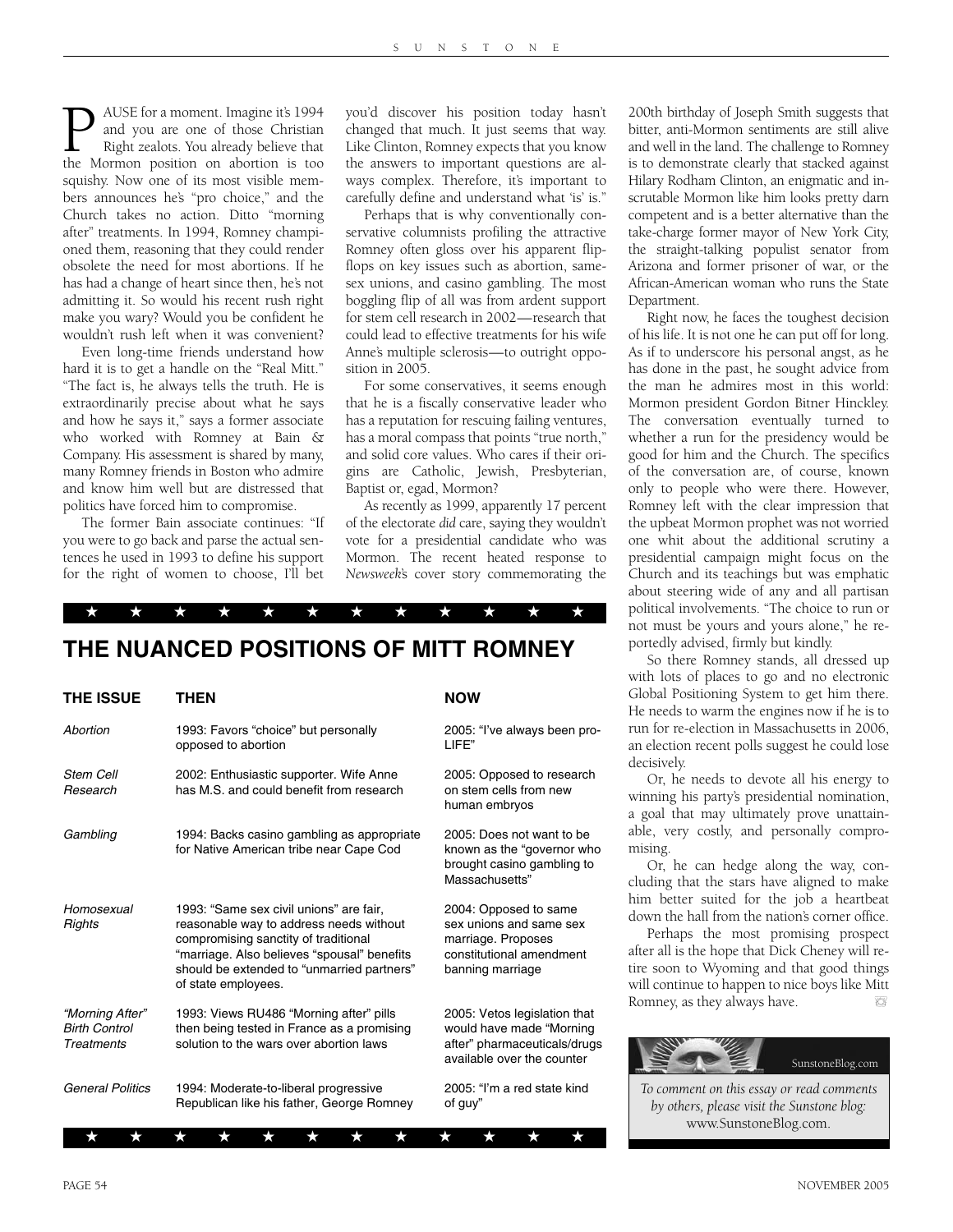PAUSE for a moment. Imagine it's 1994 and you are one of those Christian Right zealots. You already believe that the Mormon position on abortion is too squishy. Now one of its most visible members announces he's "pro choice," and the Church takes no action. Ditto "morning after" treatments. In 1994, Romney championed them, reasoning that they could render obsolete the need for most abortions. If he has had a change of heart since then, he's not admitting it. So would his recent rush right make you wary? Would you be confident he wouldn't rush left when it was convenient?

Even long-time friends understand how hard it is to get a handle on the "Real Mitt." "The fact is, he always tells the truth. He is extraordinarily precise about what he says and how he says it," says a former associate who worked with Romney at Bain & Company. His assessment is shared by many, many Romney friends in Boston who admire and know him well but are distressed that politics have forced him to compromise.

The former Bain associate continues: "If you were to go back and parse the actual sentences he used in 1993 to define his support for the right of women to choose, I'll bet you'd discover his position today hasn't changed that much. It just seems that way. Like Clinton, Romney expects that you know the answers to important questions are always complex. Therefore, it's important to carefully define and understand what 'is' is."

Perhaps that is why conventionally conservative columnists profiling the attractive Romney often gloss over his apparent flip-flops on key issues such as abortion, same-sex unions, and casino gambling. The most boggling flip of all was from ardent support for stem cell research in 2002—research that could lead to effective treatments for his wife Anne's multiple sclerosis—to outright opposition in 2005.

For some conservatives, it seems enough that he is a fiscally conservative leader who has a reputation for rescuing failing ventures, has a moral compass that points "true north," and solid core values. Who cares if their origins are Catholic, Jewish, Presbyterian, Baptist or, egad, Mormon?

As recently as 1999, apparently 17 percent of the electorate *did* care, saying they wouldn't vote for a presidential candidate who was Mormon. The recent heated response to *Newsweek*'s cover story commemorating the 200th birthday of Joseph Smith suggests that bitter, anti-Mormon sentiments are still alive and well in the land. The challenge to Romney is to demonstrate clearly that stacked against Hilary Rodham Clinton, an enigmatic and inscrutable Mormon like him looks pretty darn competent and is a better alternative than the take-charge former mayor of New York City, the straight-talking populist senator from Arizona and former prisoner of war, or the African-American woman who runs the State Department.

Right now, he faces the toughest decision of his life. It is not one he can put off for long. As if to underscore his personal angst, as he has done in the past, he sought advice from the man he admires most in this world: Mormon president Gordon Bitner Hinckley. The conversation eventually turned to whether a run for the presidency would be good for him and the Church. The specifics of the conversation are, of course, known only to people who were there. However, Romney left with the clear impression that the upbeat Mormon prophet was not worried one whit about the additional scrutiny a presidential campaign might focus on the Church and its teachings but was emphatic about steering wide of any and all partisan political involvements. "The choice to run or not must be yours and yours alone," he reportedly advised, firmly but kindly.

So there Romney stands, all dressed up with lots of places to go and no electronic Global Positioning System to get him there. He needs to warm the engines now if he is to run for re-election in Massachusetts in 2006, an election recent polls suggest he could lose decisively.

Or, he needs to devote all his energy to winning his party's presidential nomination, a goal that may ultimately prove unattainable, very costly, and personally compromising.

Or, he can hedge along the way, concluding that the stars have aligned to make him better suited for the job a heartbeat down the hall from the nation's corner office.

Perhaps the most promising prospect after all is the hope that Dick Cheney will retire soon to Wyoming and that good things will continue to happen to nice boys like Mitt Romney, as they always have.

## THE NUANCED POSITIONS OF MITT ROMNEY

| THE ISSUE | THEN | NOW |
|---|---|---|
| *Abortion* | 1993: Favors "choice" but personally opposed to abortion | 2005: "I've always been pro-LIFE" |
| *Stem Cell Research* | 2002: Enthusiastic supporter. Wife Anne has M.S. and could benefit from research | 2005: Opposed to research on stem cells from new human embryos |
| *Gambling* | 1994: Backs casino gambling as appropriate for Native American tribe near Cape Cod | 2005: Does not want to be known as the "governor who brought casino gambling to Massachusetts" |
| *Homosexual Rights* | 1993: "Same sex civil unions" are fair, reasonable way to address needs without compromising sanctity of traditional "marriage. Also believes "spousal" benefits should be extended to "unmarried partners" of state employees. | 2004: Opposed to same sex unions and same sex marriage. Proposes constitutional amendment banning marriage |
| *"Morning After" Birth Control Treatments* | 1993: Views RU486 "Morning after" pills then being tested in France as a promising solution to the wars over abortion laws | 2005: Vetos legislation that would have made "Morning after" pharmaceuticals/drugs available over the counter |
| *General Politics* | 1994: Moderate-to-liberal progressive Republican like his father, George Romney | 2005: "I'm a red state kind of guy" |

SunstoneBlog.com

*To comment on this essay or read comments by others, please visit the Sunstone blog:* www.SunstoneBlog.com.